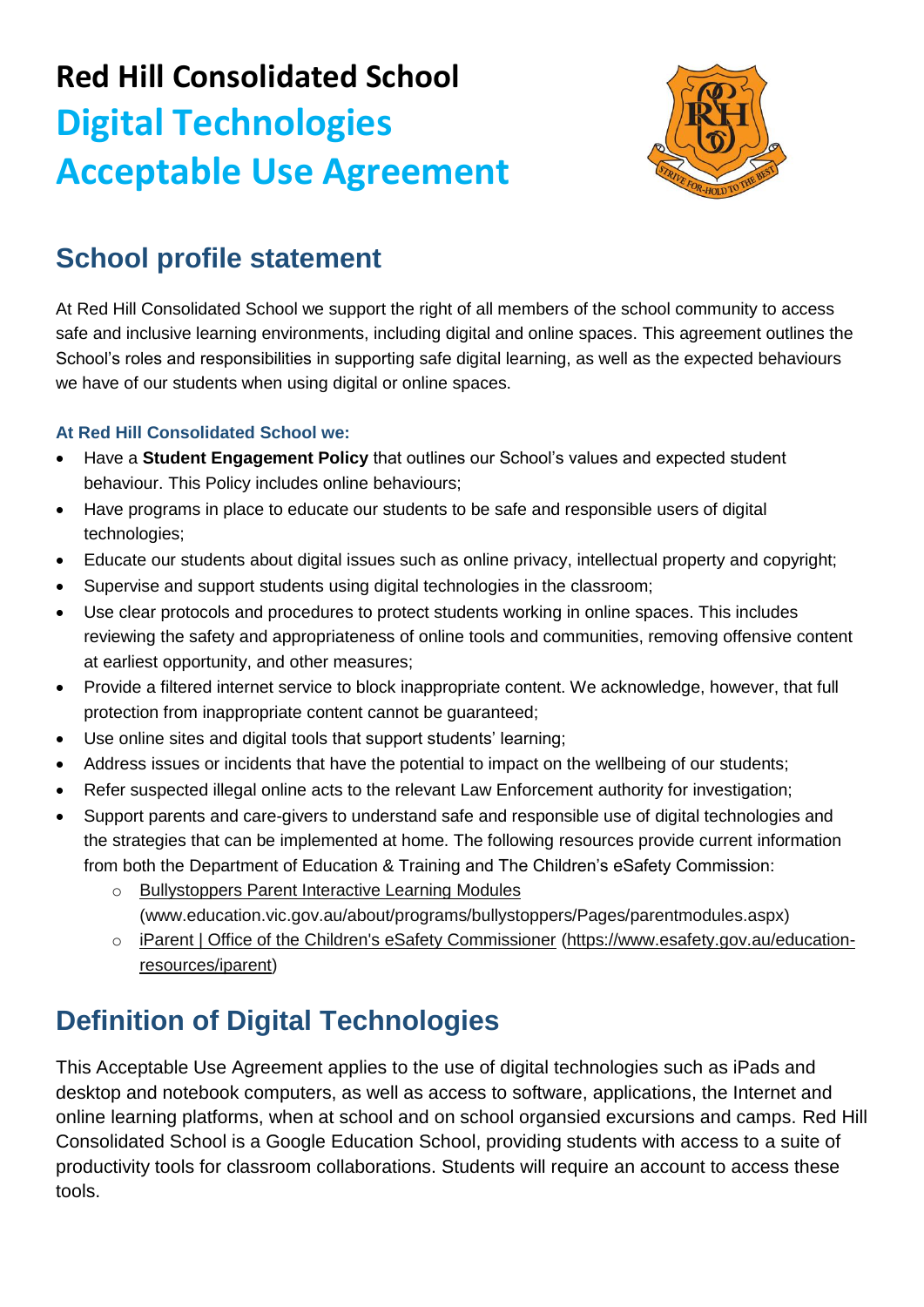# Red Hill Consolidated School

# Digital Technologies Acceptable Use Agreement

## School profile statement

At Red Hill Consolidated School we support the right of all members of the school community to access safe and inclusive learning environments, including digital and online spaces. This agreement outlines the School's roles and responsibilities in supporting safe digital learning, as well as the expected behaviours we have of our students when using digital or online spaces.

#### At Red Hill Consolidated School we:

- Have a **Student Engagement Policy** that outlines our School's values and expected student behaviour. This Policy includes online behaviours;
- Have programs in place to educate our students to be safe and responsible users of digital technologies;
- Educate our students about digital issues such as online privacy, intellectual property and copyright;
- Supervise and support students using digital technologies in the classroom;
- Use clear protocols and procedures to protect students working in online spaces. This includes reviewing the safety and appropriateness of online tools and communities, removing offensive content at earliest opportunity, and other measures;
- Provide a filtered internet service to block inappropriate content. We acknowledge, however, that full protection from inappropriate content cannot be guaranteed;
- Use online sites and digital tools that support students' learning;
- Address issues or incidents that have the potential to impact on the wellbeing of our students;
- Refer suspected illegal online acts to the relevant Law Enforcement authority for investigation;
- Support parents and care-givers to understand safe and responsible use of digital technologies and the strategies that can be implemented at home. The following resources provide current information from both the Department of Education & Training and The Children's eSafety Commission:
  - Bullystoppers Parent Interactive Learning Modules (www.education.vic.gov.au/about/programs/bullystoppers/Pages/parentmodules.aspx)
  - iParent | Office of the Children's eSafety Commissioner (https://www.esafety.gov.au/education-resources/iparent)

## Definition of Digital Technologies

This Acceptable Use Agreement applies to the use of digital technologies such as iPads and desktop and notebook computers, as well as access to software, applications, the Internet and online learning platforms, when at school and on school organsied excursions and camps. Red Hill Consolidated School is a Google Education School, providing students with access to a suite of productivity tools for classroom collaborations. Students will require an account to access these tools.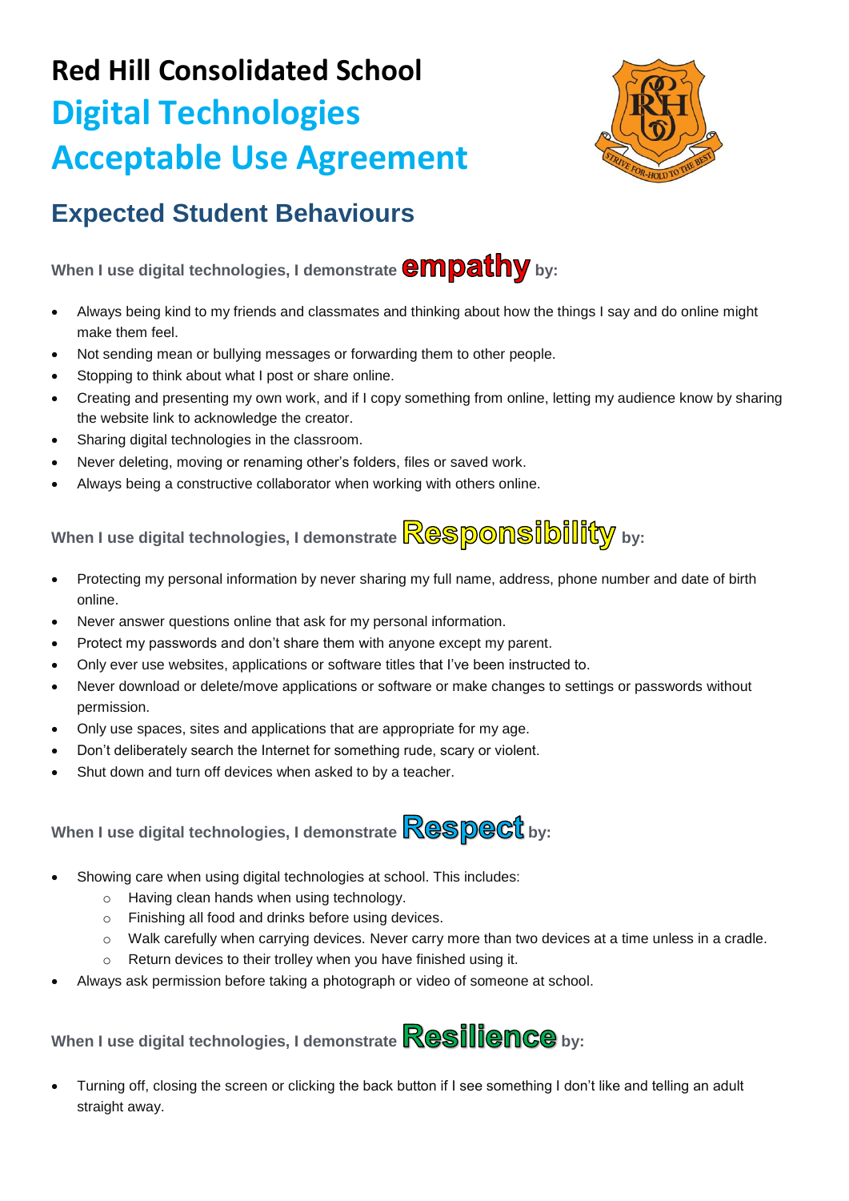# Red Hill Consolidated School

# Digital Technologies Acceptable Use Agreement

## Expected Student Behaviours

**When I use digital technologies, I demonstrate empathy by:**

- Always being kind to my friends and classmates and thinking about how the things I say and do online might make them feel.
- Not sending mean or bullying messages or forwarding them to other people.
- Stopping to think about what I post or share online.
- Creating and presenting my own work, and if I copy something from online, letting my audience know by sharing the website link to acknowledge the creator.
- Sharing digital technologies in the classroom.
- Never deleting, moving or renaming other's folders, files or saved work.
- Always being a constructive collaborator when working with others online.

**When I use digital technologies, I demonstrate Responsibility by:**

- Protecting my personal information by never sharing my full name, address, phone number and date of birth online.
- Never answer questions online that ask for my personal information.
- Protect my passwords and don't share them with anyone except my parent.
- Only ever use websites, applications or software titles that I've been instructed to.
- Never download or delete/move applications or software or make changes to settings or passwords without permission.
- Only use spaces, sites and applications that are appropriate for my age.
- Don't deliberately search the Internet for something rude, scary or violent.
- Shut down and turn off devices when asked to by a teacher.

**When I use digital technologies, I demonstrate Respect by:**

- Showing care when using digital technologies at school. This includes:
  - Having clean hands when using technology.
  - Finishing all food and drinks before using devices.
  - Walk carefully when carrying devices. Never carry more than two devices at a time unless in a cradle.
  - Return devices to their trolley when you have finished using it.
- Always ask permission before taking a photograph or video of someone at school.

**When I use digital technologies, I demonstrate Resilience by:**

- Turning off, closing the screen or clicking the back button if I see something I don't like and telling an adult straight away.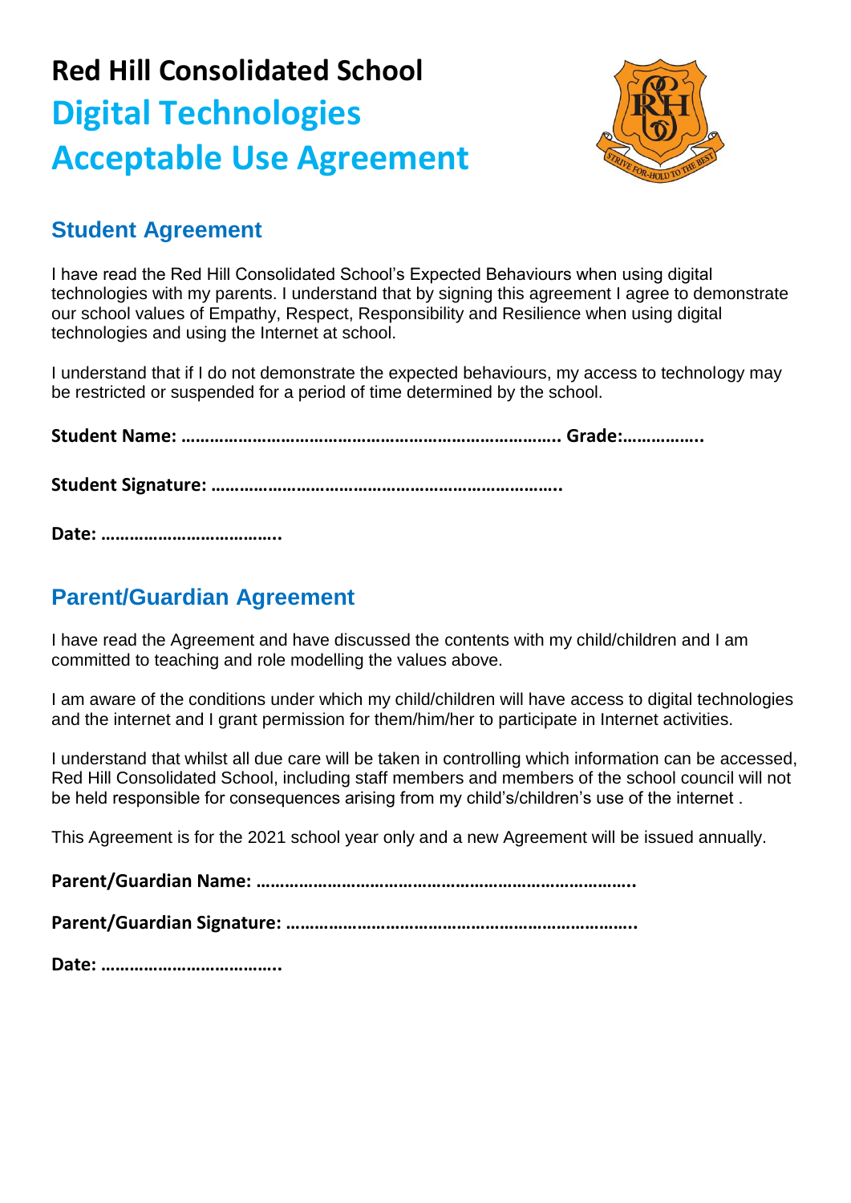# Red Hill Consolidated School

# Digital Technologies Acceptable Use Agreement

## Student Agreement

I have read the Red Hill Consolidated School's Expected Behaviours when using digital technologies with my parents. I understand that by signing this agreement I agree to demonstrate our school values of Empathy, Respect, Responsibility and Resilience when using digital technologies and using the Internet at school.

I understand that if I do not demonstrate the expected behaviours, my access to technology may be restricted or suspended for a period of time determined by the school.

**Student Name: ……………………………………………………………………. Grade:……………..**

**Student Signature: ……………………………………………………………….**

**Date: ………………………………..**

## Parent/Guardian Agreement

I have read the Agreement and have discussed the contents with my child/children and I am committed to teaching and role modelling the values above.

I am aware of the conditions under which my child/children will have access to digital technologies and the internet and I grant permission for them/him/her to participate in Internet activities.

I understand that whilst all due care will be taken in controlling which information can be accessed, Red Hill Consolidated School, including staff members and members of the school council will not be held responsible for consequences arising from my child's/children's use of the internet .

This Agreement is for the 2021 school year only and a new Agreement will be issued annually.

**Parent/Guardian Name: …………………………………………………………………….**

**Parent/Guardian Signature: ……………………………………………………………….**

**Date: ………………………………..**